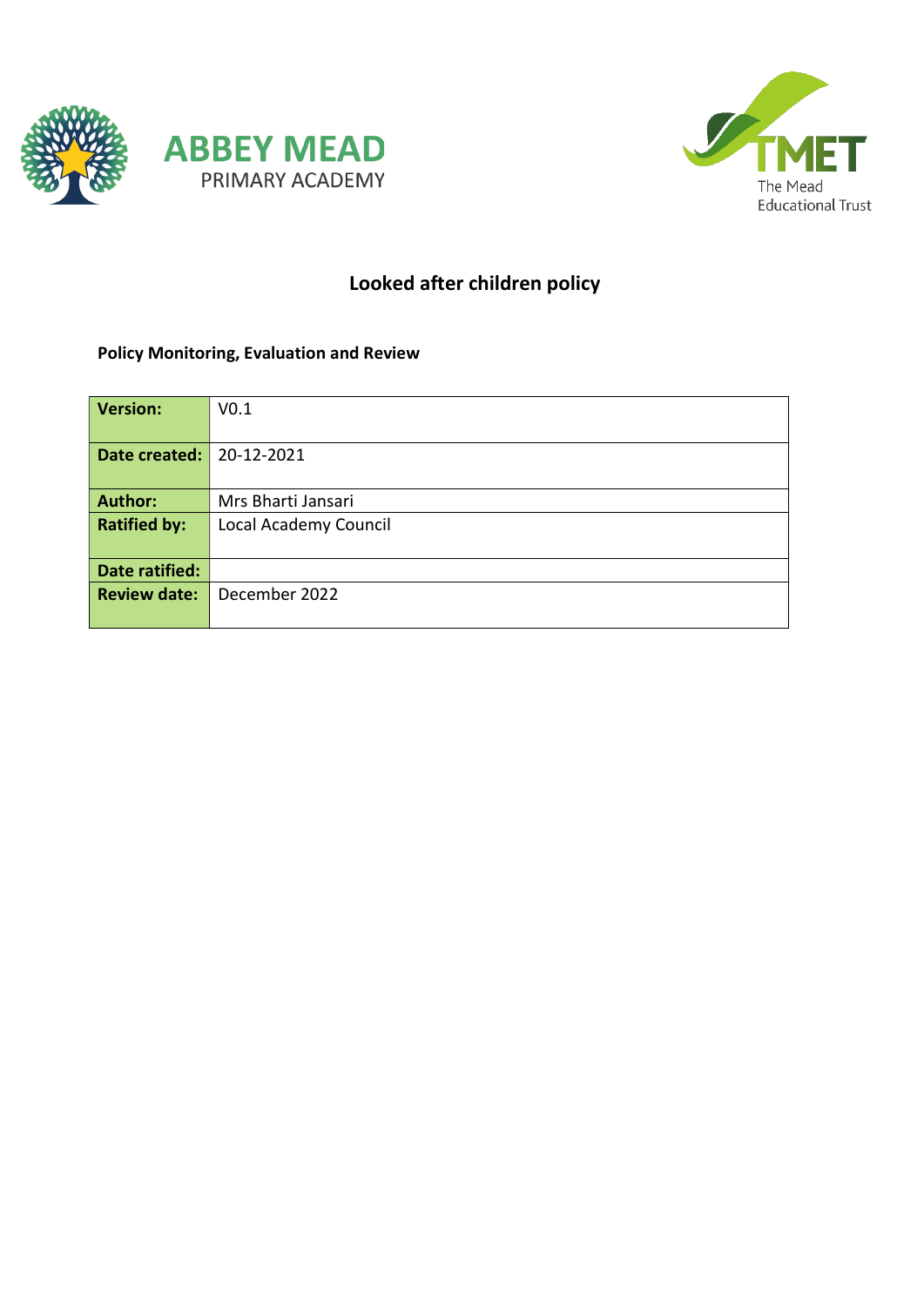ABBEY MEAD
PRIMARY ACADEMY

TMET
The Mead
Educational Trust

# Looked after children policy

**Policy Monitoring, Evaluation and Review**

| **Version:** | V0.1 |
|---|---|
| **Date created:** | 20-12-2021 |
| **Author:** | Mrs Bharti Jansari |
| **Ratified by:** | Local Academy Council |
| **Date ratified:** | |
| **Review date:** | December 2022 |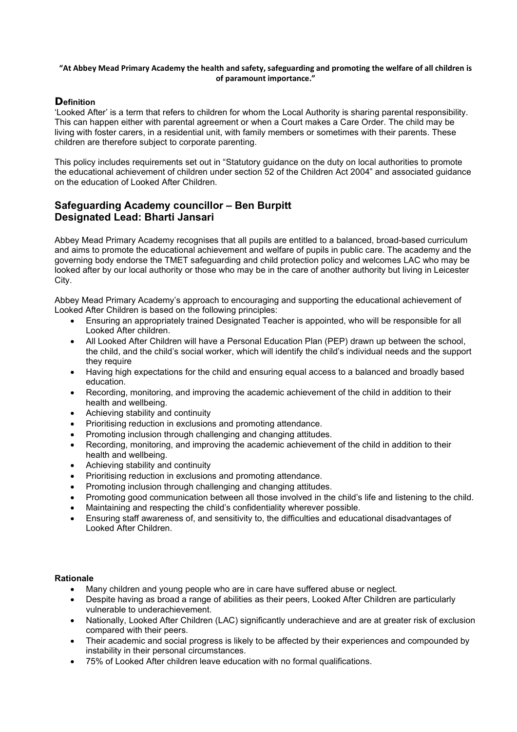**"At Abbey Mead Primary Academy the health and safety, safeguarding and promoting the welfare of all children is of paramount importance."**

## Definition

'Looked After' is a term that refers to children for whom the Local Authority is sharing parental responsibility. This can happen either with parental agreement or when a Court makes a Care Order. The child may be living with foster carers, in a residential unit, with family members or sometimes with their parents. These children are therefore subject to corporate parenting.

This policy includes requirements set out in "Statutory guidance on the duty on local authorities to promote the educational achievement of children under section 52 of the Children Act 2004" and associated guidance on the education of Looked After Children.

## Safeguarding Academy councillor – Ben Burpitt
## Designated Lead: Bharti Jansari

Abbey Mead Primary Academy recognises that all pupils are entitled to a balanced, broad-based curriculum and aims to promote the educational achievement and welfare of pupils in public care. The academy and the governing body endorse the TMET safeguarding and child protection policy and welcomes LAC who may be looked after by our local authority or those who may be in the care of another authority but living in Leicester City.

Abbey Mead Primary Academy's approach to encouraging and supporting the educational achievement of Looked After Children is based on the following principles:

- Ensuring an appropriately trained Designated Teacher is appointed, who will be responsible for all Looked After children.
- All Looked After Children will have a Personal Education Plan (PEP) drawn up between the school, the child, and the child's social worker, which will identify the child's individual needs and the support they require
- Having high expectations for the child and ensuring equal access to a balanced and broadly based education.
- Recording, monitoring, and improving the academic achievement of the child in addition to their health and wellbeing.
- Achieving stability and continuity
- Prioritising reduction in exclusions and promoting attendance.
- Promoting inclusion through challenging and changing attitudes.
- Recording, monitoring, and improving the academic achievement of the child in addition to their health and wellbeing.
- Achieving stability and continuity
- Prioritising reduction in exclusions and promoting attendance.
- Promoting inclusion through challenging and changing attitudes.
- Promoting good communication between all those involved in the child's life and listening to the child.
- Maintaining and respecting the child's confidentiality wherever possible.
- Ensuring staff awareness of, and sensitivity to, the difficulties and educational disadvantages of Looked After Children.

### Rationale

- Many children and young people who are in care have suffered abuse or neglect.
- Despite having as broad a range of abilities as their peers, Looked After Children are particularly vulnerable to underachievement.
- Nationally, Looked After Children (LAC) significantly underachieve and are at greater risk of exclusion compared with their peers.
- Their academic and social progress is likely to be affected by their experiences and compounded by instability in their personal circumstances.
- 75% of Looked After children leave education with no formal qualifications.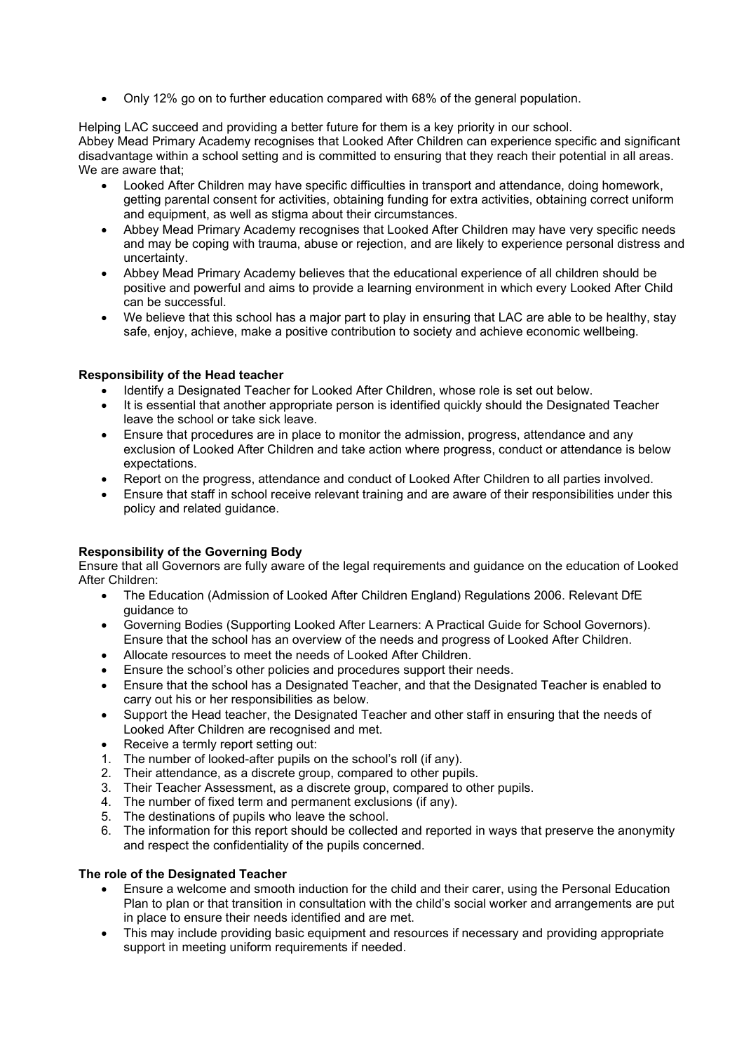- Only 12% go on to further education compared with 68% of the general population.

Helping LAC succeed and providing a better future for them is a key priority in our school.
Abbey Mead Primary Academy recognises that Looked After Children can experience specific and significant disadvantage within a school setting and is committed to ensuring that they reach their potential in all areas.
We are aware that;

- Looked After Children may have specific difficulties in transport and attendance, doing homework, getting parental consent for activities, obtaining funding for extra activities, obtaining correct uniform and equipment, as well as stigma about their circumstances.
- Abbey Mead Primary Academy recognises that Looked After Children may have very specific needs and may be coping with trauma, abuse or rejection, and are likely to experience personal distress and uncertainty.
- Abbey Mead Primary Academy believes that the educational experience of all children should be positive and powerful and aims to provide a learning environment in which every Looked After Child can be successful.
- We believe that this school has a major part to play in ensuring that LAC are able to be healthy, stay safe, enjoy, achieve, make a positive contribution to society and achieve economic wellbeing.

**Responsibility of the Head teacher**

- Identify a Designated Teacher for Looked After Children, whose role is set out below.
- It is essential that another appropriate person is identified quickly should the Designated Teacher leave the school or take sick leave.
- Ensure that procedures are in place to monitor the admission, progress, attendance and any exclusion of Looked After Children and take action where progress, conduct or attendance is below expectations.
- Report on the progress, attendance and conduct of Looked After Children to all parties involved.
- Ensure that staff in school receive relevant training and are aware of their responsibilities under this policy and related guidance.

**Responsibility of the Governing Body**

Ensure that all Governors are fully aware of the legal requirements and guidance on the education of Looked After Children:

- The Education (Admission of Looked After Children England) Regulations 2006. Relevant DfE guidance to
- Governing Bodies (Supporting Looked After Learners: A Practical Guide for School Governors). Ensure that the school has an overview of the needs and progress of Looked After Children.
- Allocate resources to meet the needs of Looked After Children.
- Ensure the school's other policies and procedures support their needs.
- Ensure that the school has a Designated Teacher, and that the Designated Teacher is enabled to carry out his or her responsibilities as below.
- Support the Head teacher, the Designated Teacher and other staff in ensuring that the needs of Looked After Children are recognised and met.
- Receive a termly report setting out:

1. The number of looked-after pupils on the school's roll (if any).
2. Their attendance, as a discrete group, compared to other pupils.
3. Their Teacher Assessment, as a discrete group, compared to other pupils.
4. The number of fixed term and permanent exclusions (if any).
5. The destinations of pupils who leave the school.
6. The information for this report should be collected and reported in ways that preserve the anonymity and respect the confidentiality of the pupils concerned.

**The role of the Designated Teacher**

- Ensure a welcome and smooth induction for the child and their carer, using the Personal Education Plan to plan or that transition in consultation with the child's social worker and arrangements are put in place to ensure their needs identified and are met.
- This may include providing basic equipment and resources if necessary and providing appropriate support in meeting uniform requirements if needed.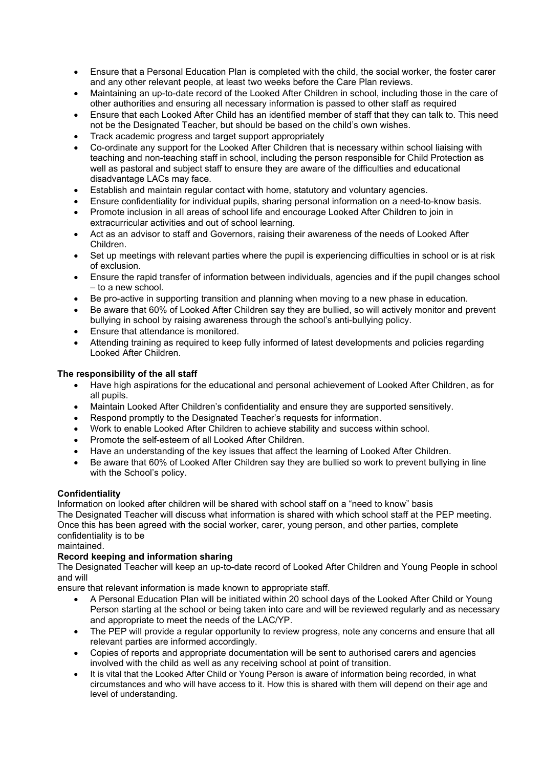- Ensure that a Personal Education Plan is completed with the child, the social worker, the foster carer and any other relevant people, at least two weeks before the Care Plan reviews.
- Maintaining an up-to-date record of the Looked After Children in school, including those in the care of other authorities and ensuring all necessary information is passed to other staff as required
- Ensure that each Looked After Child has an identified member of staff that they can talk to. This need not be the Designated Teacher, but should be based on the child's own wishes.
- Track academic progress and target support appropriately
- Co-ordinate any support for the Looked After Children that is necessary within school liaising with teaching and non-teaching staff in school, including the person responsible for Child Protection as well as pastoral and subject staff to ensure they are aware of the difficulties and educational disadvantage LACs may face.
- Establish and maintain regular contact with home, statutory and voluntary agencies.
- Ensure confidentiality for individual pupils, sharing personal information on a need-to-know basis.
- Promote inclusion in all areas of school life and encourage Looked After Children to join in extracurricular activities and out of school learning.
- Act as an advisor to staff and Governors, raising their awareness of the needs of Looked After Children.
- Set up meetings with relevant parties where the pupil is experiencing difficulties in school or is at risk of exclusion.
- Ensure the rapid transfer of information between individuals, agencies and if the pupil changes school – to a new school.
- Be pro-active in supporting transition and planning when moving to a new phase in education.
- Be aware that 60% of Looked After Children say they are bullied, so will actively monitor and prevent bullying in school by raising awareness through the school's anti-bullying policy.
- Ensure that attendance is monitored.
- Attending training as required to keep fully informed of latest developments and policies regarding Looked After Children.

**The responsibility of the all staff**

- Have high aspirations for the educational and personal achievement of Looked After Children, as for all pupils.
- Maintain Looked After Children's confidentiality and ensure they are supported sensitively.
- Respond promptly to the Designated Teacher's requests for information.
- Work to enable Looked After Children to achieve stability and success within school.
- Promote the self-esteem of all Looked After Children.
- Have an understanding of the key issues that affect the learning of Looked After Children.
- Be aware that 60% of Looked After Children say they are bullied so work to prevent bullying in line with the School's policy.

**Confidentiality**

Information on looked after children will be shared with school staff on a "need to know" basis
The Designated Teacher will discuss what information is shared with which school staff at the PEP meeting. Once this has been agreed with the social worker, carer, young person, and other parties, complete confidentiality is to be
maintained.

**Record keeping and information sharing**

The Designated Teacher will keep an up-to-date record of Looked After Children and Young People in school and will
ensure that relevant information is made known to appropriate staff.

- A Personal Education Plan will be initiated within 20 school days of the Looked After Child or Young Person starting at the school or being taken into care and will be reviewed regularly and as necessary and appropriate to meet the needs of the LAC/YP.
- The PEP will provide a regular opportunity to review progress, note any concerns and ensure that all relevant parties are informed accordingly.
- Copies of reports and appropriate documentation will be sent to authorised carers and agencies involved with the child as well as any receiving school at point of transition.
- It is vital that the Looked After Child or Young Person is aware of information being recorded, in what circumstances and who will have access to it. How this is shared with them will depend on their age and level of understanding.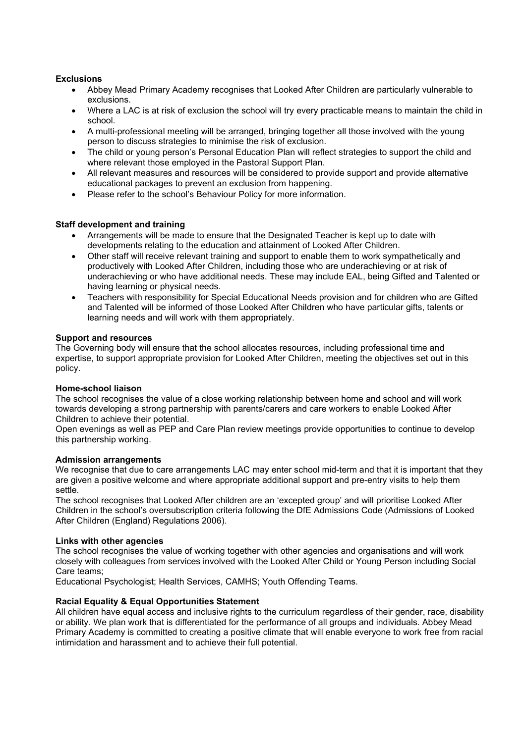**Exclusions**

- Abbey Mead Primary Academy recognises that Looked After Children are particularly vulnerable to exclusions.
- Where a LAC is at risk of exclusion the school will try every practicable means to maintain the child in school.
- A multi-professional meeting will be arranged, bringing together all those involved with the young person to discuss strategies to minimise the risk of exclusion.
- The child or young person's Personal Education Plan will reflect strategies to support the child and where relevant those employed in the Pastoral Support Plan.
- All relevant measures and resources will be considered to provide support and provide alternative educational packages to prevent an exclusion from happening.
- Please refer to the school's Behaviour Policy for more information.

**Staff development and training**

- Arrangements will be made to ensure that the Designated Teacher is kept up to date with developments relating to the education and attainment of Looked After Children.
- Other staff will receive relevant training and support to enable them to work sympathetically and productively with Looked After Children, including those who are underachieving or at risk of underachieving or who have additional needs. These may include EAL, being Gifted and Talented or having learning or physical needs.
- Teachers with responsibility for Special Educational Needs provision and for children who are Gifted and Talented will be informed of those Looked After Children who have particular gifts, talents or learning needs and will work with them appropriately.

**Support and resources**

The Governing body will ensure that the school allocates resources, including professional time and expertise, to support appropriate provision for Looked After Children, meeting the objectives set out in this policy.

**Home-school liaison**

The school recognises the value of a close working relationship between home and school and will work towards developing a strong partnership with parents/carers and care workers to enable Looked After Children to achieve their potential.

Open evenings as well as PEP and Care Plan review meetings provide opportunities to continue to develop this partnership working.

**Admission arrangements**

We recognise that due to care arrangements LAC may enter school mid-term and that it is important that they are given a positive welcome and where appropriate additional support and pre-entry visits to help them settle.

The school recognises that Looked After children are an 'excepted group' and will prioritise Looked After Children in the school's oversubscription criteria following the DfE Admissions Code (Admissions of Looked After Children (England) Regulations 2006).

**Links with other agencies**

The school recognises the value of working together with other agencies and organisations and will work closely with colleagues from services involved with the Looked After Child or Young Person including Social Care teams;

Educational Psychologist; Health Services, CAMHS; Youth Offending Teams.

**Racial Equality & Equal Opportunities Statement**

All children have equal access and inclusive rights to the curriculum regardless of their gender, race, disability or ability. We plan work that is differentiated for the performance of all groups and individuals. Abbey Mead Primary Academy is committed to creating a positive climate that will enable everyone to work free from racial intimidation and harassment and to achieve their full potential.